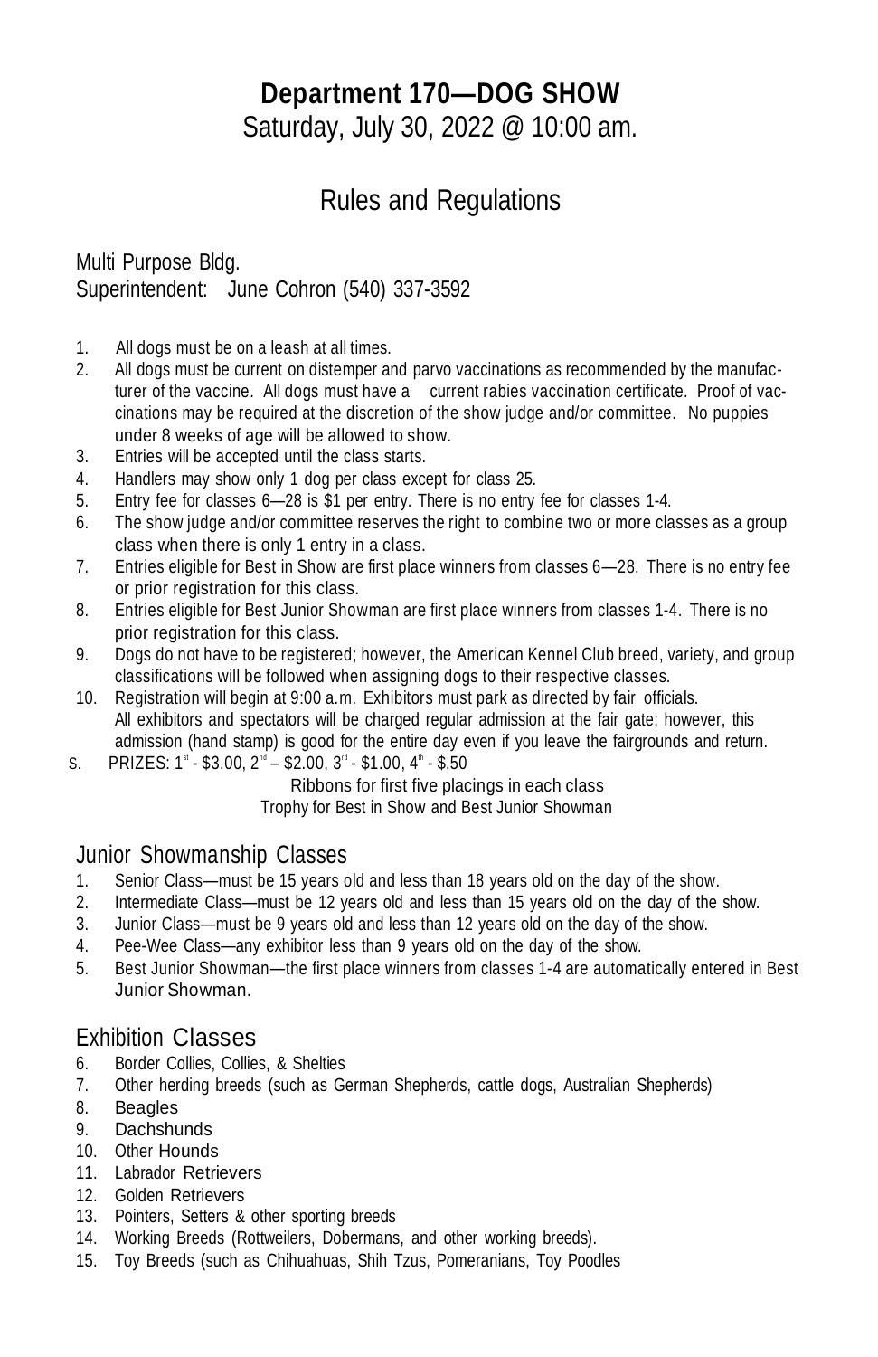# Department 170—DOG SHOW

Saturday, July 30, 2022 @ 10:00 am.

## Rules and Regulations

Multi Purpose Bldg.
Superintendent: June Cohron (540) 337-3592

1. All dogs must be on a leash at all times.
2. All dogs must be current on distemper and parvo vaccinations as recommended by the manufacturer of the vaccine. All dogs must have a current rabies vaccination certificate. Proof of vaccinations may be required at the discretion of the show judge and/or committee. No puppies under 8 weeks of age will be allowed to show.
3. Entries will be accepted until the class starts.
4. Handlers may show only 1 dog per class except for class 25.
5. Entry fee for classes 6—28 is $1 per entry. There is no entry fee for classes 1-4.
6. The show judge and/or committee reserves the right to combine two or more classes as a group class when there is only 1 entry in a class.
7. Entries eligible for Best in Show are first place winners from classes 6—28. There is no entry fee or prior registration for this class.
8. Entries eligible for Best Junior Showman are first place winners from classes 1-4. There is no prior registration for this class.
9. Dogs do not have to be registered; however, the American Kennel Club breed, variety, and group classifications will be followed when assigning dogs to their respective classes.
10. Registration will begin at 9:00 a.m. Exhibitors must park as directed by fair officials. All exhibitors and spectators will be charged regular admission at the fair gate; however, this admission (hand stamp) is good for the entire day even if you leave the fairgrounds and return.

S. PRIZES: 1st - $3.00, 2nd – $2.00, 3rd - $1.00, 4th - $.50

Ribbons for first five placings in each class
Trophy for Best in Show and Best Junior Showman

## Junior Showmanship Classes

1. Senior Class—must be 15 years old and less than 18 years old on the day of the show.
2. Intermediate Class—must be 12 years old and less than 15 years old on the day of the show.
3. Junior Class—must be 9 years old and less than 12 years old on the day of the show.
4. Pee-Wee Class—any exhibitor less than 9 years old on the day of the show.
5. Best Junior Showman—the first place winners from classes 1-4 are automatically entered in Best Junior Showman.

## Exhibition Classes

6. Border Collies, Collies, & Shelties
7. Other herding breeds (such as German Shepherds, cattle dogs, Australian Shepherds)
8. Beagles
9. Dachshunds
10. Other Hounds
11. Labrador Retrievers
12. Golden Retrievers
13. Pointers, Setters & other sporting breeds
14. Working Breeds (Rottweilers, Dobermans, and other working breeds).
15. Toy Breeds (such as Chihuahuas, Shih Tzus, Pomeranians, Toy Poodles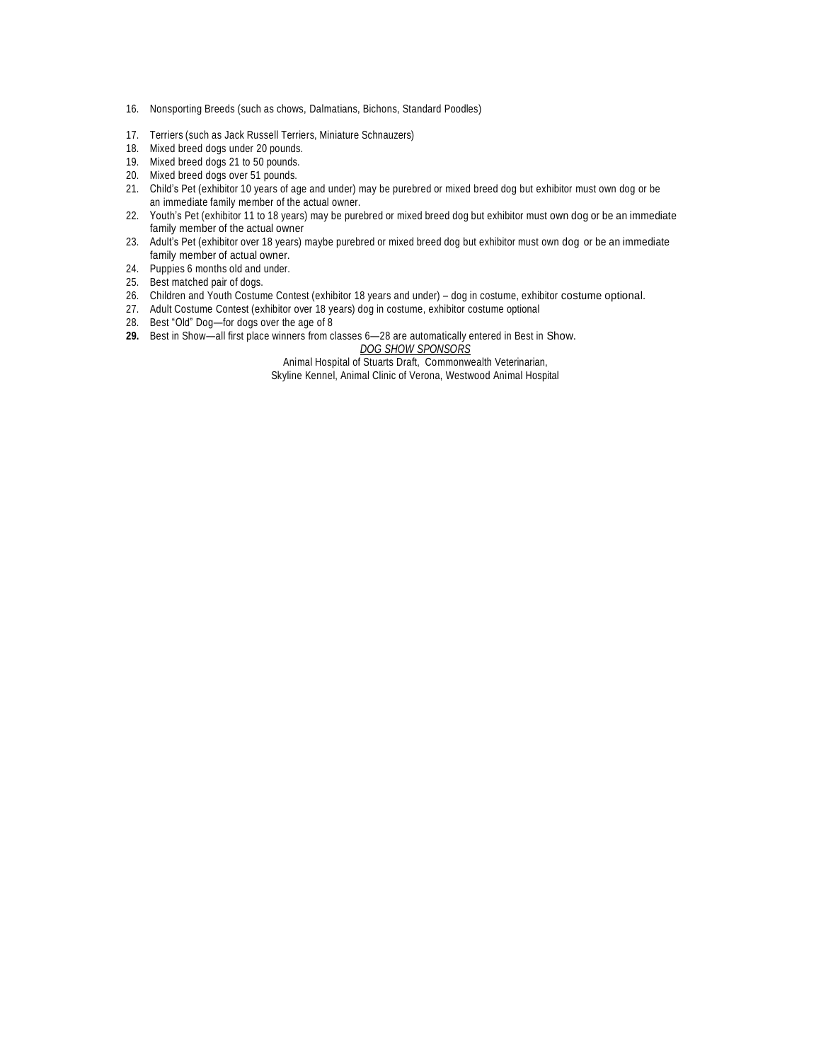16. Nonsporting Breeds (such as chows, Dalmatians, Bichons, Standard Poodles)

17. Terriers (such as Jack Russell Terriers, Miniature Schnauzers)
18. Mixed breed dogs under 20 pounds.
19. Mixed breed dogs 21 to 50 pounds.
20. Mixed breed dogs over 51 pounds.
21. Child's Pet (exhibitor 10 years of age and under) may be purebred or mixed breed dog but exhibitor must own dog or be an immediate family member of the actual owner.
22. Youth's Pet (exhibitor 11 to 18 years) may be purebred or mixed breed dog but exhibitor must own dog or be an immediate family member of the actual owner
23. Adult's Pet (exhibitor over 18 years) maybe purebred or mixed breed dog but exhibitor must own dog or be an immediate family member of actual owner.
24. Puppies 6 months old and under.
25. Best matched pair of dogs.
26. Children and Youth Costume Contest (exhibitor 18 years and under) – dog in costume, exhibitor costume optional.
27. Adult Costume Contest (exhibitor over 18 years) dog in costume, exhibitor costume optional
28. Best "Old" Dog—for dogs over the age of 8
29. Best in Show—all first place winners from classes 6—28 are automatically entered in Best in Show.

*DOG SHOW SPONSORS*

Animal Hospital of Stuarts Draft, Commonwealth Veterinarian,
Skyline Kennel, Animal Clinic of Verona, Westwood Animal Hospital